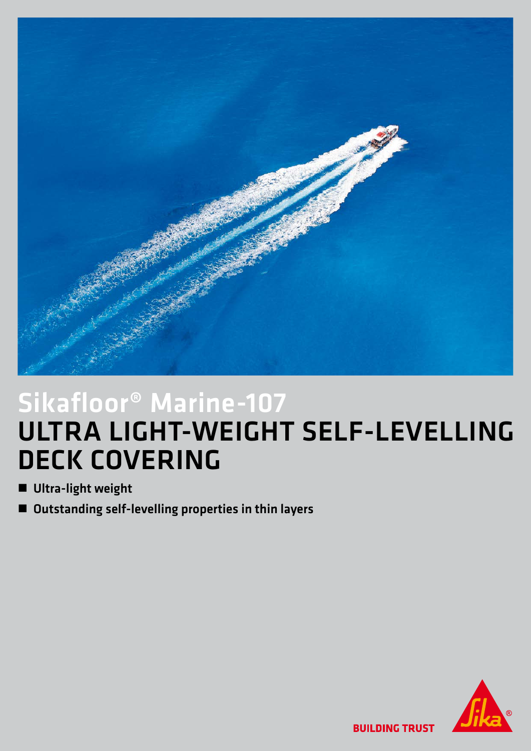# Sikafloor® Marine-107

## ULTRA LIGHT-WEIGHT SELF-LEVELLING DECK COVERING

- **Ultra-light weight**
- **Outstanding self-levelling properties in thin layers**

**BUILDING TRUST**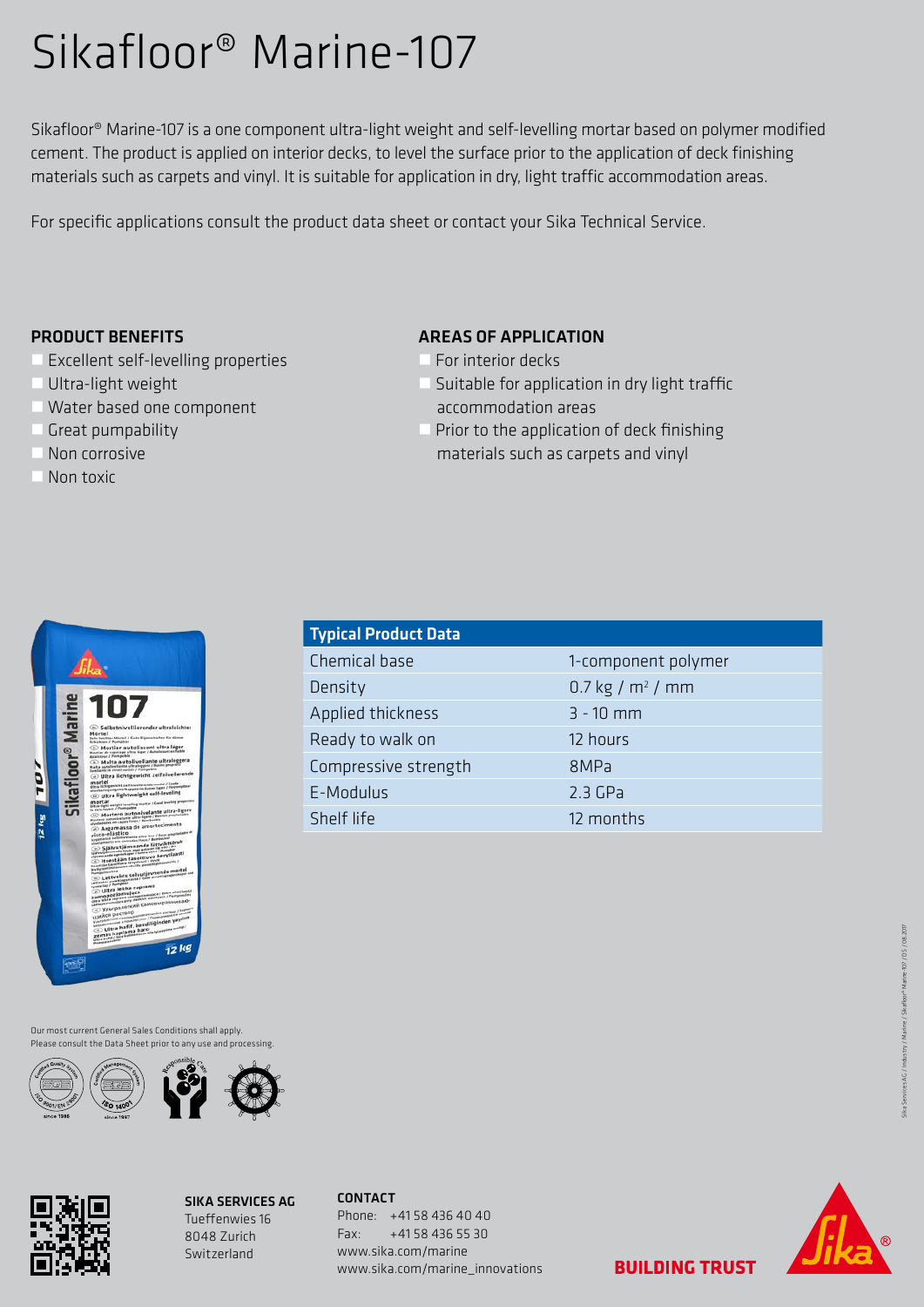# Sikafloor® Marine-107

Sikafloor® Marine-107 is a one component ultra-light weight and self-levelling mortar based on polymer modified cement. The product is applied on interior decks, to level the surface prior to the application of deck finishing materials such as carpets and vinyl. It is suitable for application in dry, light traffic accommodation areas.

For specific applications consult the product data sheet or contact your Sika Technical Service.

## PRODUCT BENEFITS

- Excellent self-levelling properties
- Ultra-light weight
- Water based one component
- Great pumpability
- Non corrosive
- Non toxic

## AREAS OF APPLICATION

- For interior decks
- Suitable for application in dry light traffic accommodation areas
- Prior to the application of deck finishing materials such as carpets and vinyl

| Typical Product Data | |
|---|---|
| Chemical base | 1-component polymer |
| Density | 0.7 kg / m² / mm |
| Applied thickness | 3 - 10 mm |
| Ready to walk on | 12 hours |
| Compressive strength | 8MPa |
| E-Modulus | 2.3 GPa |
| Shelf life | 12 months |

Our most current General Sales Conditions shall apply.
Please consult the Data Sheet prior to any use and processing.

Sika Services AG / Industry / Marine / Sikafloor® Marine-107 / 0.5 / 08.2017

**SIKA SERVICES AG**
Tueffenwies 16
8048 Zurich
Switzerland

**CONTACT**
Phone: +41 58 436 40 40
Fax: +41 58 436 55 30
www.sika.com/marine
www.sika.com/marine_innovations

**BUILDING TRUST**